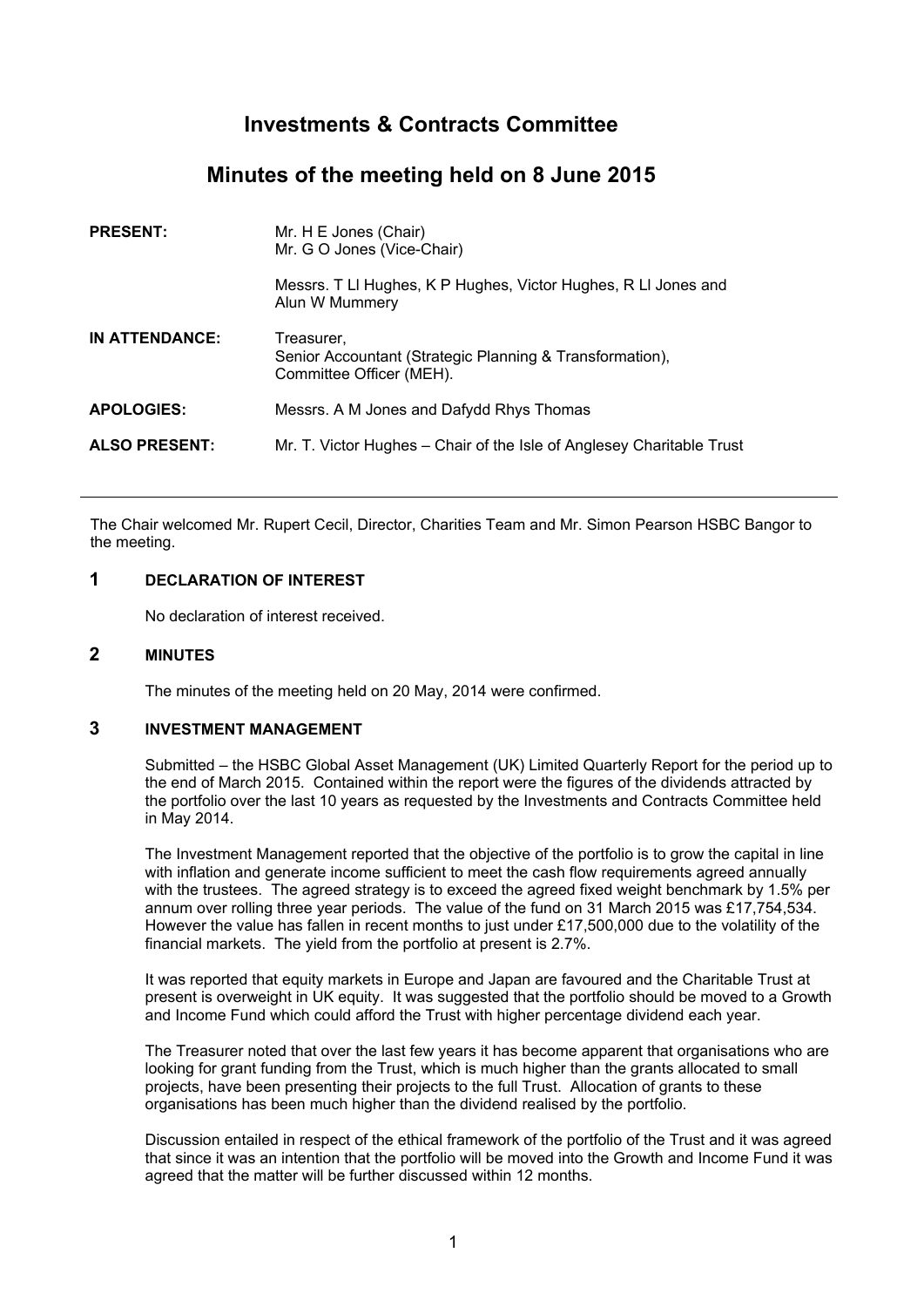# Investments & Contracts Committee

## Minutes of the meeting held on 8 June 2015

| | |
|---|---|
| **PRESENT:** | Mr. H E Jones (Chair)<br>Mr. G O Jones (Vice-Chair)<br><br>Messrs. T Ll Hughes, K P Hughes, Victor Hughes, R Ll Jones and Alun W Mummery |
| **IN ATTENDANCE:** | Treasurer,<br>Senior Accountant (Strategic Planning & Transformation),<br>Committee Officer (MEH). |
| **APOLOGIES:** | Messrs. A M Jones and Dafydd Rhys Thomas |
| **ALSO PRESENT:** | Mr. T. Victor Hughes – Chair of the Isle of Anglesey Charitable Trust |

---

The Chair welcomed Mr. Rupert Cecil, Director, Charities Team and Mr. Simon Pearson HSBC Bangor to the meeting.

### 1 DECLARATION OF INTEREST

No declaration of interest received.

### 2 MINUTES

The minutes of the meeting held on 20 May, 2014 were confirmed.

### 3 INVESTMENT MANAGEMENT

Submitted – the HSBC Global Asset Management (UK) Limited Quarterly Report for the period up to the end of March 2015. Contained within the report were the figures of the dividends attracted by the portfolio over the last 10 years as requested by the Investments and Contracts Committee held in May 2014.

The Investment Management reported that the objective of the portfolio is to grow the capital in line with inflation and generate income sufficient to meet the cash flow requirements agreed annually with the trustees. The agreed strategy is to exceed the agreed fixed weight benchmark by 1.5% per annum over rolling three year periods. The value of the fund on 31 March 2015 was £17,754,534. However the value has fallen in recent months to just under £17,500,000 due to the volatility of the financial markets. The yield from the portfolio at present is 2.7%.

It was reported that equity markets in Europe and Japan are favoured and the Charitable Trust at present is overweight in UK equity. It was suggested that the portfolio should be moved to a Growth and Income Fund which could afford the Trust with higher percentage dividend each year.

The Treasurer noted that over the last few years it has become apparent that organisations who are looking for grant funding from the Trust, which is much higher than the grants allocated to small projects, have been presenting their projects to the full Trust. Allocation of grants to these organisations has been much higher than the dividend realised by the portfolio.

Discussion entailed in respect of the ethical framework of the portfolio of the Trust and it was agreed that since it was an intention that the portfolio will be moved into the Growth and Income Fund it was agreed that the matter will be further discussed within 12 months.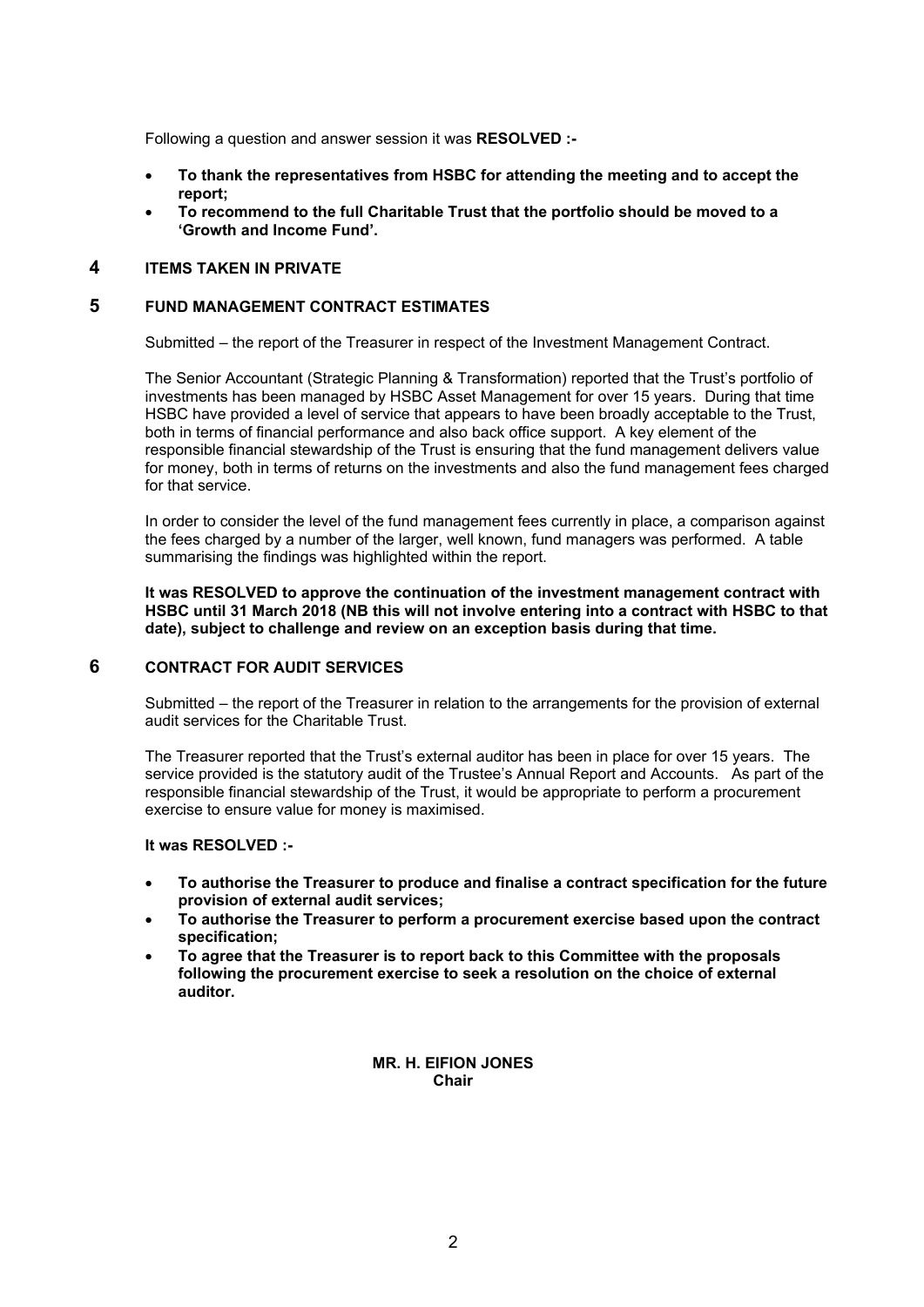Following a question and answer session it was **RESOLVED :-**

- **To thank the representatives from HSBC for attending the meeting and to accept the report;**
- **To recommend to the full Charitable Trust that the portfolio should be moved to a 'Growth and Income Fund'.**

## 4 ITEMS TAKEN IN PRIVATE

## 5 FUND MANAGEMENT CONTRACT ESTIMATES

Submitted – the report of the Treasurer in respect of the Investment Management Contract.

The Senior Accountant (Strategic Planning & Transformation) reported that the Trust's portfolio of investments has been managed by HSBC Asset Management for over 15 years. During that time HSBC have provided a level of service that appears to have been broadly acceptable to the Trust, both in terms of financial performance and also back office support. A key element of the responsible financial stewardship of the Trust is ensuring that the fund management delivers value for money, both in terms of returns on the investments and also the fund management fees charged for that service.

In order to consider the level of the fund management fees currently in place, a comparison against the fees charged by a number of the larger, well known, fund managers was performed. A table summarising the findings was highlighted within the report.

**It was RESOLVED to approve the continuation of the investment management contract with HSBC until 31 March 2018 (NB this will not involve entering into a contract with HSBC to that date), subject to challenge and review on an exception basis during that time.**

## 6 CONTRACT FOR AUDIT SERVICES

Submitted – the report of the Treasurer in relation to the arrangements for the provision of external audit services for the Charitable Trust.

The Treasurer reported that the Trust's external auditor has been in place for over 15 years. The service provided is the statutory audit of the Trustee's Annual Report and Accounts. As part of the responsible financial stewardship of the Trust, it would be appropriate to perform a procurement exercise to ensure value for money is maximised.

**It was RESOLVED :-**

- **To authorise the Treasurer to produce and finalise a contract specification for the future provision of external audit services;**
- **To authorise the Treasurer to perform a procurement exercise based upon the contract specification;**
- **To agree that the Treasurer is to report back to this Committee with the proposals following the procurement exercise to seek a resolution on the choice of external auditor.**

**MR. H. EIFION JONES**
**Chair**